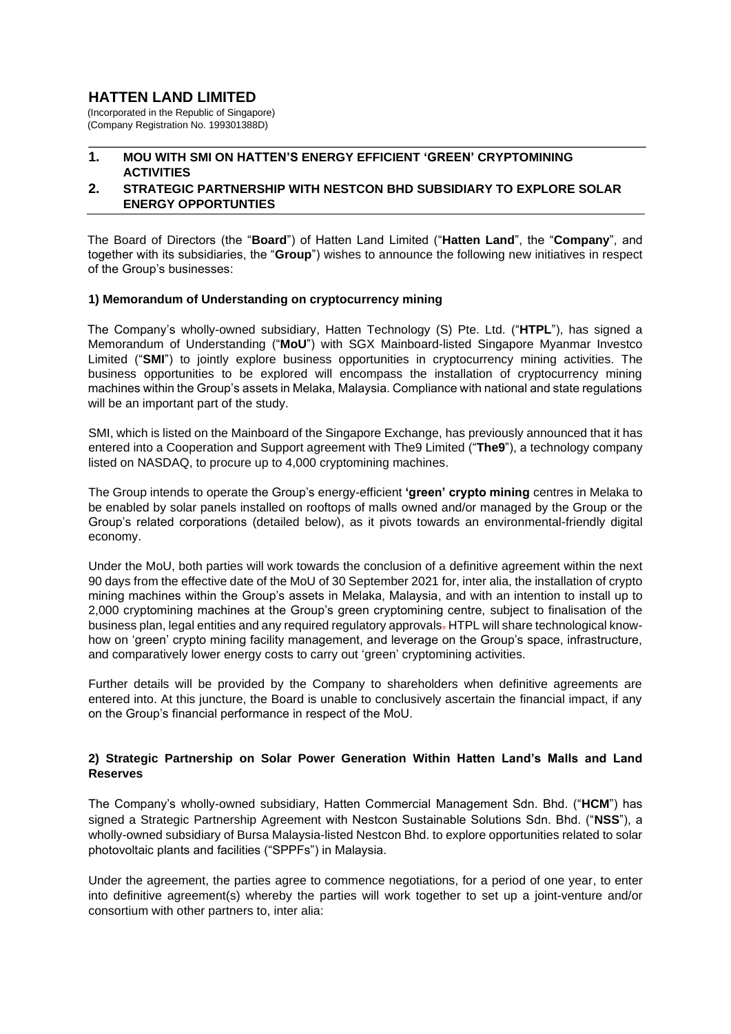# HATTEN LAND LIMITED

(Incorporated in the Republic of Singapore)
(Company Registration No. 199301388D)

## 1. MOU WITH SMI ON HATTEN'S ENERGY EFFICIENT 'GREEN' CRYPTOMINING ACTIVITIES

## 2. STRATEGIC PARTNERSHIP WITH NESTCON BHD SUBSIDIARY TO EXPLORE SOLAR ENERGY OPPORTUNTIES

The Board of Directors (the "**Board**") of Hatten Land Limited ("**Hatten Land**", the "**Company**", and together with its subsidiaries, the "**Group**") wishes to announce the following new initiatives in respect of the Group's businesses:

### 1) Memorandum of Understanding on cryptocurrency mining

The Company's wholly-owned subsidiary, Hatten Technology (S) Pte. Ltd. ("**HTPL**"), has signed a Memorandum of Understanding ("**MoU**") with SGX Mainboard-listed Singapore Myanmar Investco Limited ("**SMI**") to jointly explore business opportunities in cryptocurrency mining activities. The business opportunities to be explored will encompass the installation of cryptocurrency mining machines within the Group's assets in Melaka, Malaysia. Compliance with national and state regulations will be an important part of the study.

SMI, which is listed on the Mainboard of the Singapore Exchange, has previously announced that it has entered into a Cooperation and Support agreement with The9 Limited ("**The9**"), a technology company listed on NASDAQ, to procure up to 4,000 cryptomining machines.

The Group intends to operate the Group's energy-efficient **'green' crypto mining** centres in Melaka to be enabled by solar panels installed on rooftops of malls owned and/or managed by the Group or the Group's related corporations (detailed below), as it pivots towards an environmental-friendly digital economy.

Under the MoU, both parties will work towards the conclusion of a definitive agreement within the next 90 days from the effective date of the MoU of 30 September 2021 for, inter alia, the installation of crypto mining machines within the Group's assets in Melaka, Malaysia, and with an intention to install up to 2,000 cryptomining machines at the Group's green cryptomining centre, subject to finalisation of the business plan, legal entities and any required regulatory approvals. HTPL will share technological know-how on 'green' crypto mining facility management, and leverage on the Group's space, infrastructure, and comparatively lower energy costs to carry out 'green' cryptomining activities.

Further details will be provided by the Company to shareholders when definitive agreements are entered into. At this juncture, the Board is unable to conclusively ascertain the financial impact, if any on the Group's financial performance in respect of the MoU.

### 2) Strategic Partnership on Solar Power Generation Within Hatten Land's Malls and Land Reserves

The Company's wholly-owned subsidiary, Hatten Commercial Management Sdn. Bhd. ("**HCM**") has signed a Strategic Partnership Agreement with Nestcon Sustainable Solutions Sdn. Bhd. ("**NSS**"), a wholly-owned subsidiary of Bursa Malaysia-listed Nestcon Bhd. to explore opportunities related to solar photovoltaic plants and facilities ("SPPFs") in Malaysia.

Under the agreement, the parties agree to commence negotiations, for a period of one year, to enter into definitive agreement(s) whereby the parties will work together to set up a joint-venture and/or consortium with other partners to, inter alia: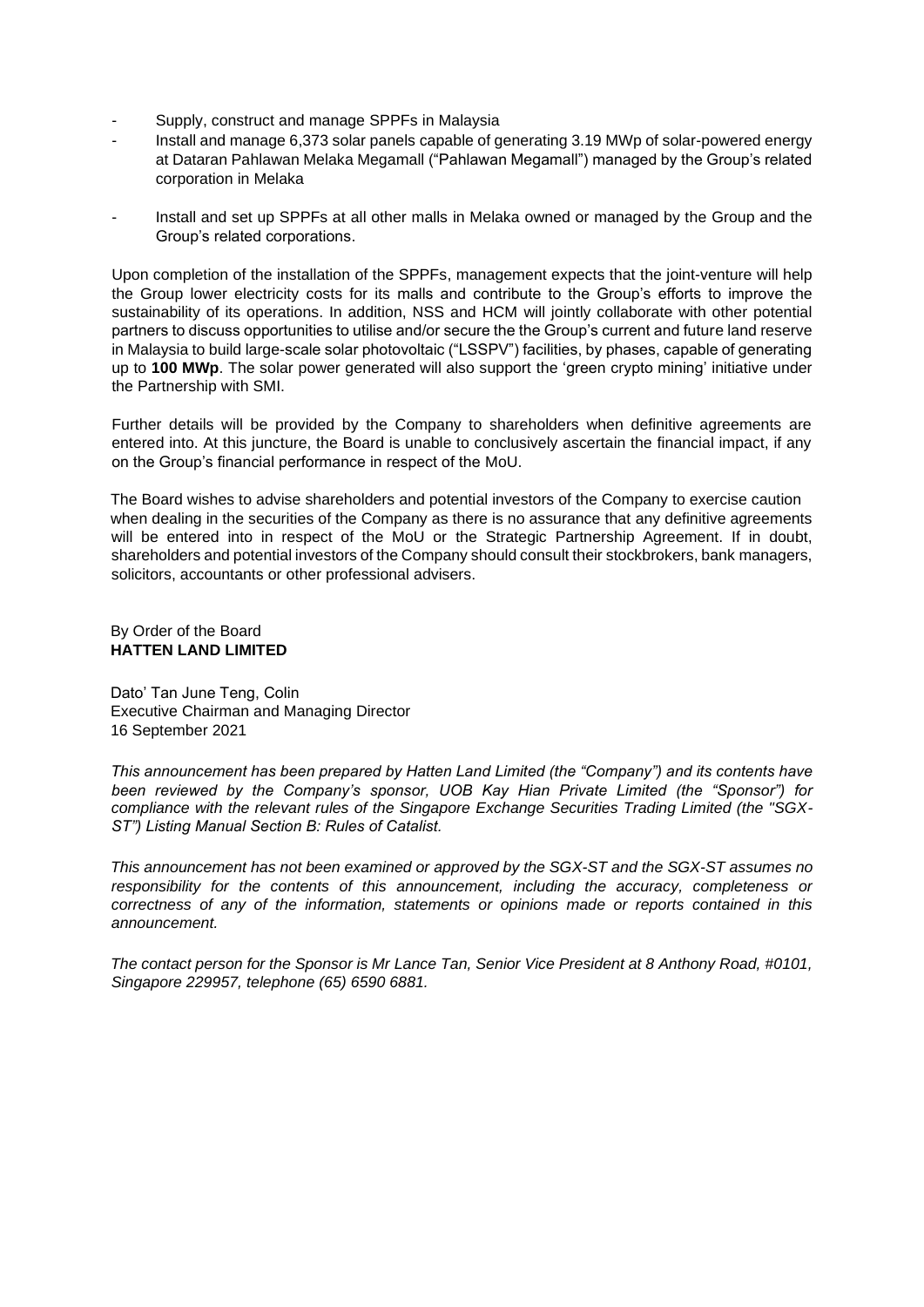- Supply, construct and manage SPPFs in Malaysia
- Install and manage 6,373 solar panels capable of generating 3.19 MWp of solar-powered energy at Dataran Pahlawan Melaka Megamall ("Pahlawan Megamall") managed by the Group's related corporation in Melaka
- Install and set up SPPFs at all other malls in Melaka owned or managed by the Group and the Group's related corporations.

Upon completion of the installation of the SPPFs, management expects that the joint-venture will help the Group lower electricity costs for its malls and contribute to the Group's efforts to improve the sustainability of its operations. In addition, NSS and HCM will jointly collaborate with other potential partners to discuss opportunities to utilise and/or secure the the Group's current and future land reserve in Malaysia to build large-scale solar photovoltaic ("LSSPV") facilities, by phases, capable of generating up to **100 MWp**. The solar power generated will also support the 'green crypto mining' initiative under the Partnership with SMI.

Further details will be provided by the Company to shareholders when definitive agreements are entered into. At this juncture, the Board is unable to conclusively ascertain the financial impact, if any on the Group's financial performance in respect of the MoU.

The Board wishes to advise shareholders and potential investors of the Company to exercise caution when dealing in the securities of the Company as there is no assurance that any definitive agreements will be entered into in respect of the MoU or the Strategic Partnership Agreement. If in doubt, shareholders and potential investors of the Company should consult their stockbrokers, bank managers, solicitors, accountants or other professional advisers.

By Order of the Board
**HATTEN LAND LIMITED**

Dato' Tan June Teng, Colin
Executive Chairman and Managing Director
16 September 2021

*This announcement has been prepared by Hatten Land Limited (the "Company") and its contents have been reviewed by the Company's sponsor, UOB Kay Hian Private Limited (the "Sponsor") for compliance with the relevant rules of the Singapore Exchange Securities Trading Limited (the "SGX-ST") Listing Manual Section B: Rules of Catalist.*

*This announcement has not been examined or approved by the SGX-ST and the SGX-ST assumes no responsibility for the contents of this announcement, including the accuracy, completeness or correctness of any of the information, statements or opinions made or reports contained in this announcement.*

*The contact person for the Sponsor is Mr Lance Tan, Senior Vice President at 8 Anthony Road, #0101, Singapore 229957, telephone (65) 6590 6881.*